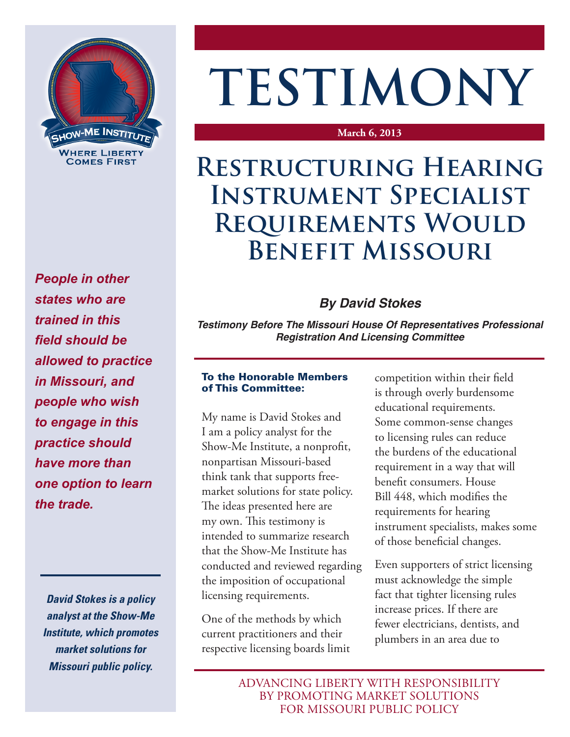# TESTIMONY

**March 6, 2013**

# Restructuring Hearing Instrument Specialist Requirements Would Benefit Missouri

***By David Stokes***

***Testimony Before The Missouri House Of Representatives Professional Registration And Licensing Committee***

***People in other states who are trained in this field should be allowed to practice in Missouri, and people who wish to engage in this practice should have more than one option to learn the trade.***

***David Stokes is a policy analyst at the Show-Me Institute, which promotes market solutions for Missouri public policy.***

**To the Honorable Members of This Committee:**

My name is David Stokes and I am a policy analyst for the Show-Me Institute, a nonprofit, nonpartisan Missouri-based think tank that supports free-market solutions for state policy. The ideas presented here are my own. This testimony is intended to summarize research that the Show-Me Institute has conducted and reviewed regarding the imposition of occupational licensing requirements.

One of the methods by which current practitioners and their respective licensing boards limit competition within their field is through overly burdensome educational requirements. Some common-sense changes to licensing rules can reduce the burdens of the educational requirement in a way that will benefit consumers. House Bill 448, which modifies the requirements for hearing instrument specialists, makes some of those beneficial changes.

Even supporters of strict licensing must acknowledge the simple fact that tighter licensing rules increase prices. If there are fewer electricians, dentists, and plumbers in an area due to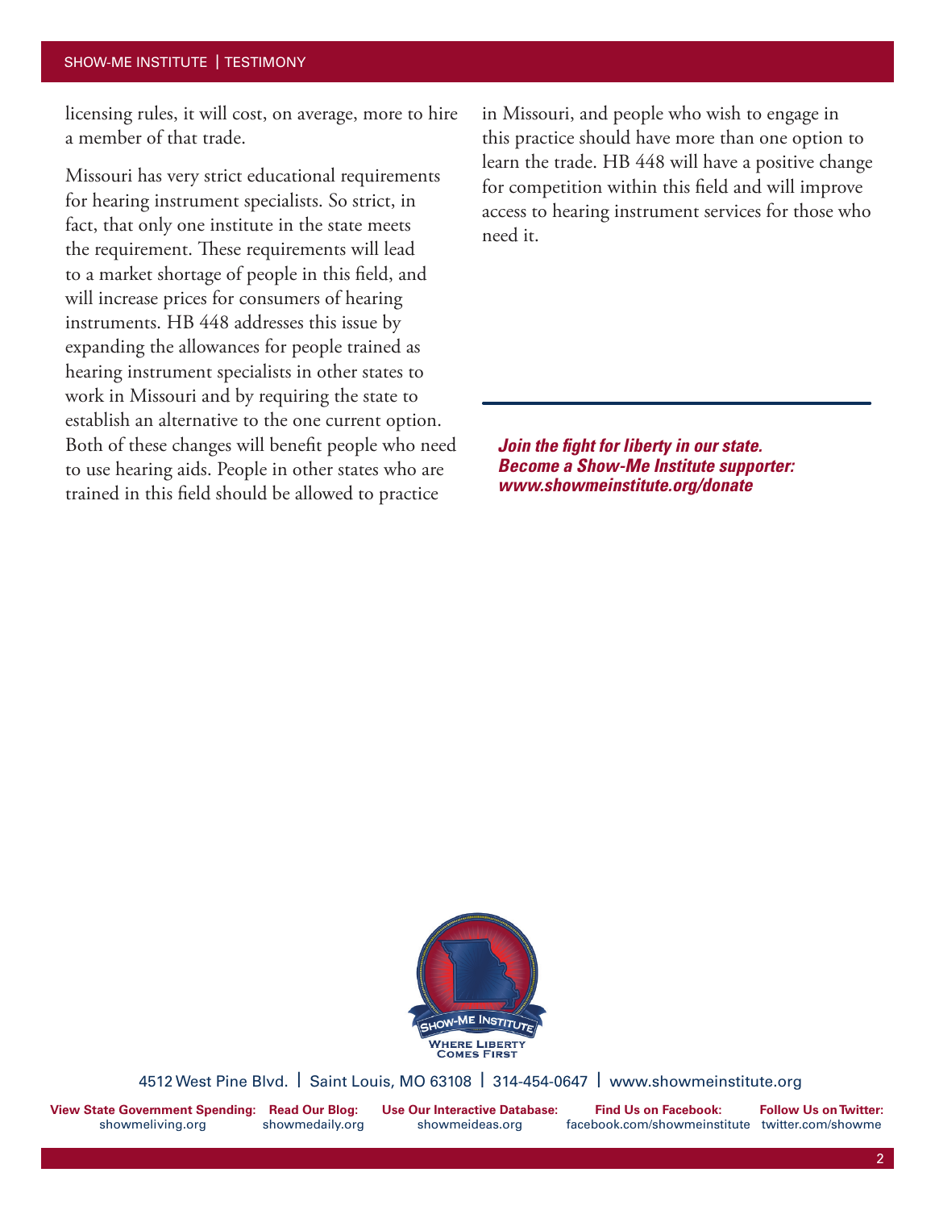licensing rules, it will cost, on average, more to hire a member of that trade.

Missouri has very strict educational requirements for hearing instrument specialists. So strict, in fact, that only one institute in the state meets the requirement. These requirements will lead to a market shortage of people in this field, and will increase prices for consumers of hearing instruments. HB 448 addresses this issue by expanding the allowances for people trained as hearing instrument specialists in other states to work in Missouri and by requiring the state to establish an alternative to the one current option. Both of these changes will benefit people who need to use hearing aids. People in other states who are trained in this field should be allowed to practice in Missouri, and people who wish to engage in this practice should have more than one option to learn the trade. HB 448 will have a positive change for competition within this field and will improve access to hearing instrument services for those who need it.

***Join the fight for liberty in our state. Become a Show-Me Institute supporter: www.showmeinstitute.org/donate***

4512 West Pine Blvd. | Saint Louis, MO 63108 | 314-454-0647 | www.showmeinstitute.org

**View State Government Spending:** showmeliving.org
**Read Our Blog:** showmedaily.org
**Use Our Interactive Database:** showmeideas.org
**Find Us on Facebook:** facebook.com/showmeinstitute
**Follow Us on Twitter:** twitter.com/showme